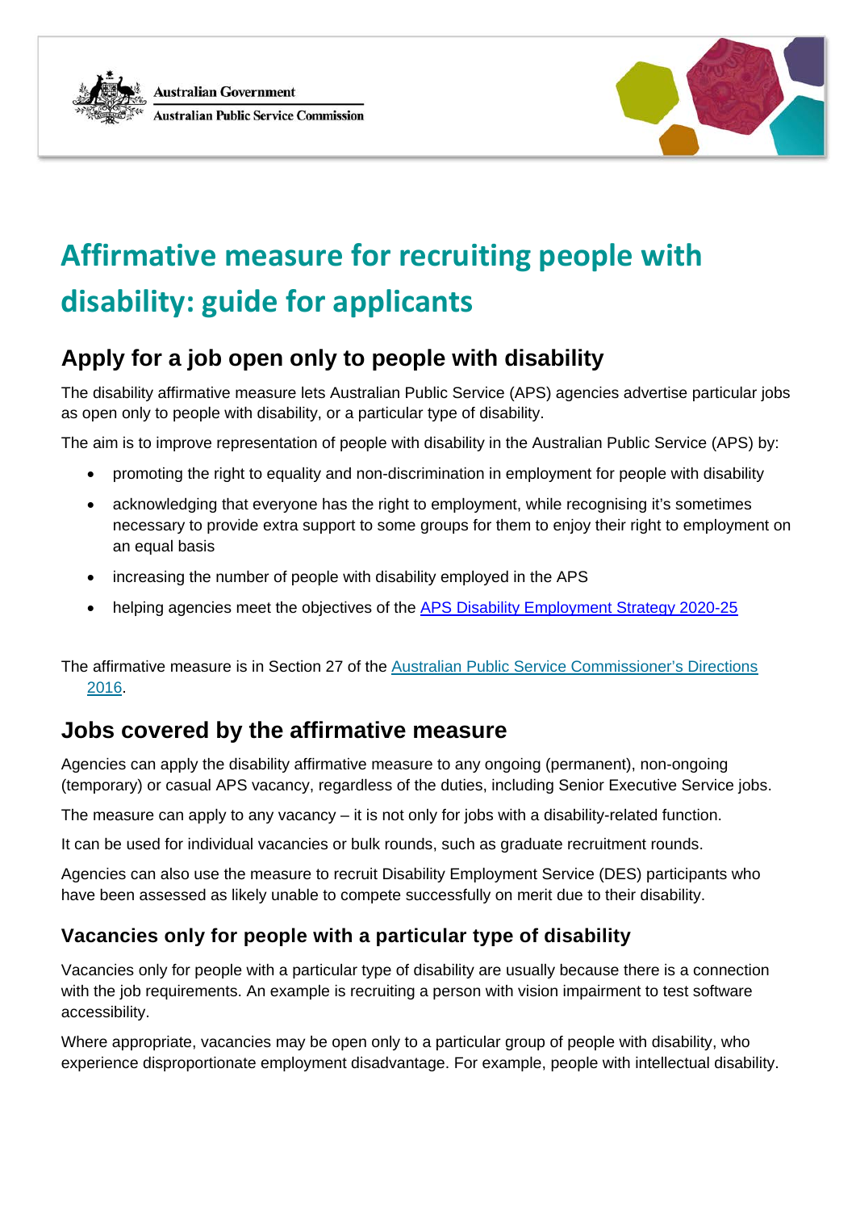Australian Government
Australian Public Service Commission

# Affirmative measure for recruiting people with disability: guide for applicants

## Apply for a job open only to people with disability

The disability affirmative measure lets Australian Public Service (APS) agencies advertise particular jobs as open only to people with disability, or a particular type of disability.

The aim is to improve representation of people with disability in the Australian Public Service (APS) by:

- promoting the right to equality and non-discrimination in employment for people with disability
- acknowledging that everyone has the right to employment, while recognising it's sometimes necessary to provide extra support to some groups for them to enjoy their right to employment on an equal basis
- increasing the number of people with disability employed in the APS
- helping agencies meet the objectives of the [APS Disability Employment Strategy 2020-25]

The affirmative measure is in Section 27 of the [Australian Public Service Commissioner's Directions 2016].

## Jobs covered by the affirmative measure

Agencies can apply the disability affirmative measure to any ongoing (permanent), non-ongoing (temporary) or casual APS vacancy, regardless of the duties, including Senior Executive Service jobs.

The measure can apply to any vacancy – it is not only for jobs with a disability-related function.

It can be used for individual vacancies or bulk rounds, such as graduate recruitment rounds.

Agencies can also use the measure to recruit Disability Employment Service (DES) participants who have been assessed as likely unable to compete successfully on merit due to their disability.

### Vacancies only for people with a particular type of disability

Vacancies only for people with a particular type of disability are usually because there is a connection with the job requirements. An example is recruiting a person with vision impairment to test software accessibility.

Where appropriate, vacancies may be open only to a particular group of people with disability, who experience disproportionate employment disadvantage. For example, people with intellectual disability.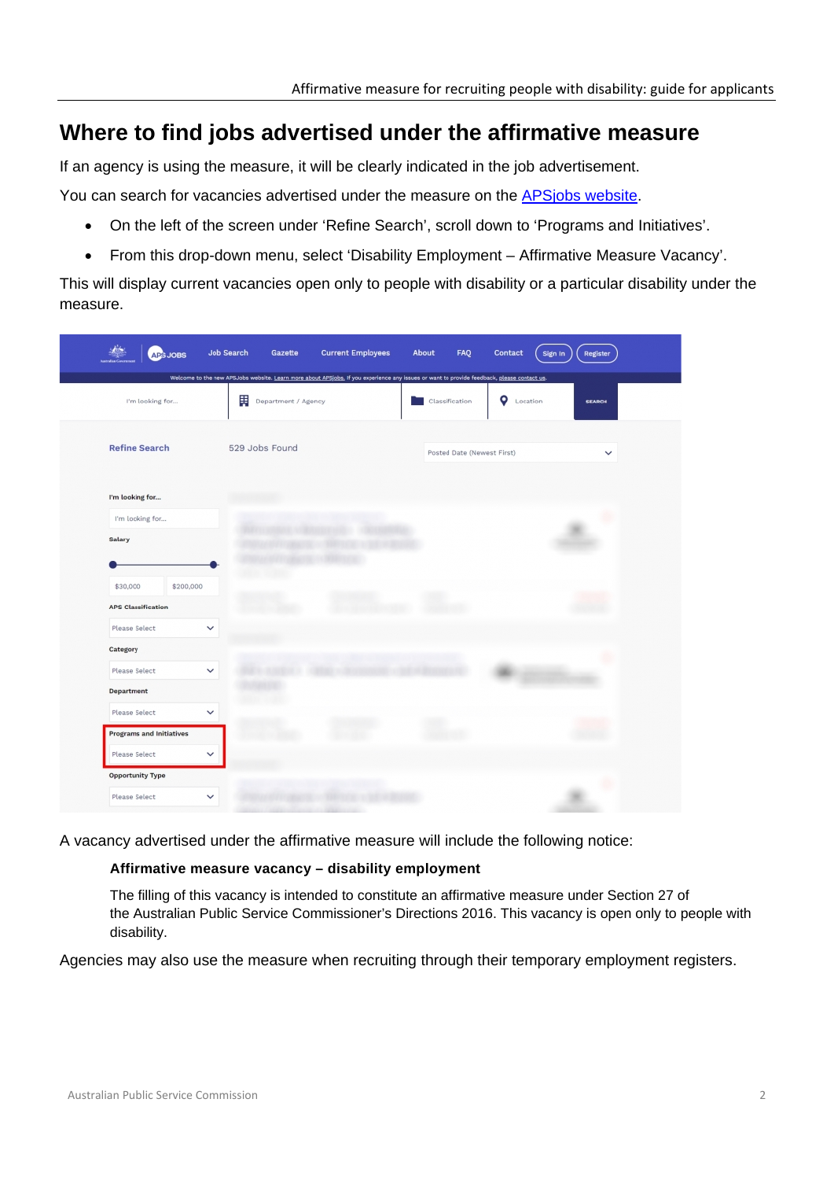## Where to find jobs advertised under the affirmative measure

If an agency is using the measure, it will be clearly indicated in the job advertisement.

You can search for vacancies advertised under the measure on the [APSjobs website](https://www.apsjobs.gov.au).

- On the left of the screen under 'Refine Search', scroll down to 'Programs and Initiatives'.
- From this drop-down menu, select 'Disability Employment – Affirmative Measure Vacancy'.

This will display current vacancies open only to people with disability or a particular disability under the measure.

A vacancy advertised under the affirmative measure will include the following notice:

> **Affirmative measure vacancy – disability employment**
>
> The filling of this vacancy is intended to constitute an affirmative measure under Section 27 of the Australian Public Service Commissioner's Directions 2016. This vacancy is open only to people with disability.

Agencies may also use the measure when recruiting through their temporary employment registers.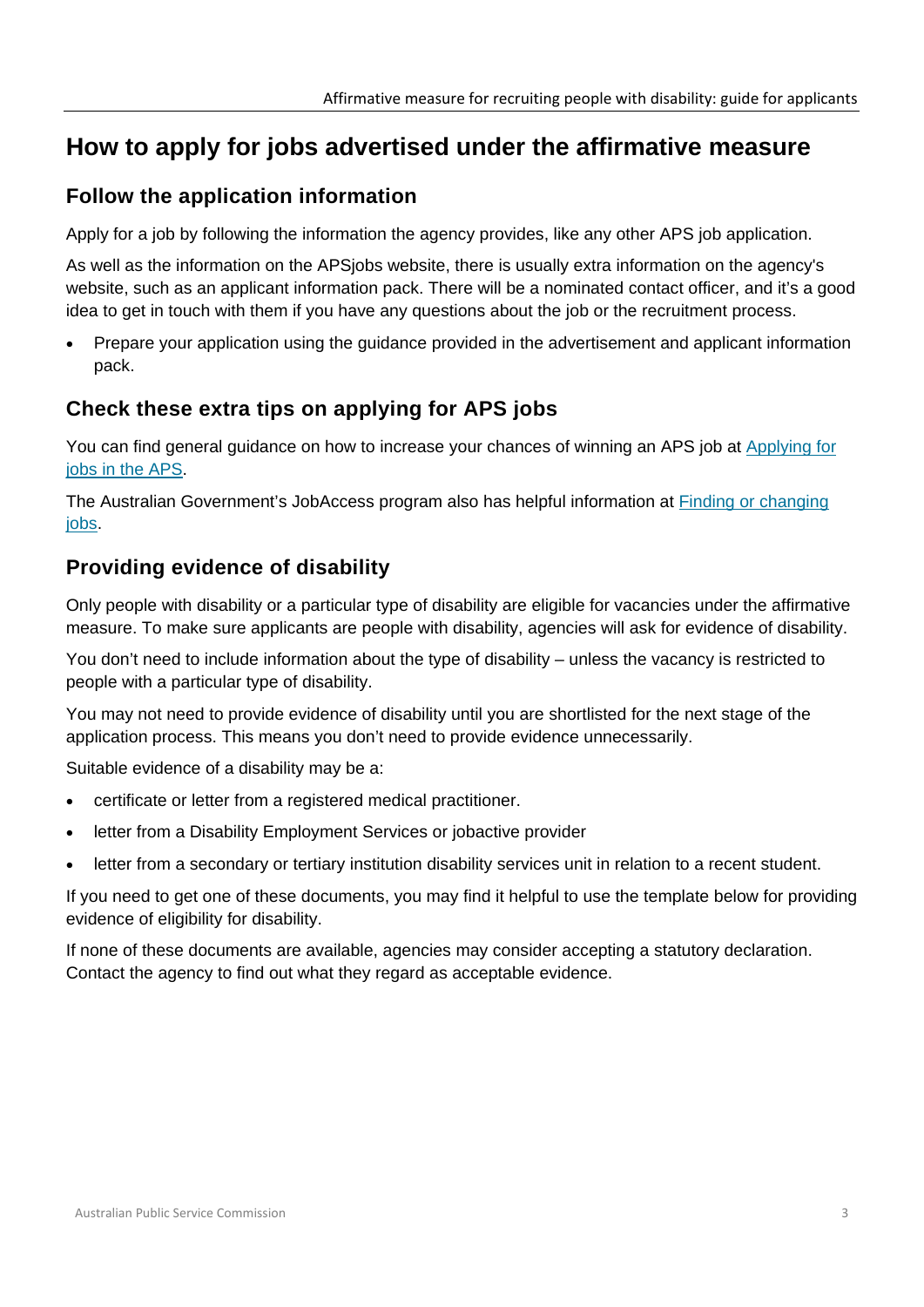## How to apply for jobs advertised under the affirmative measure

### Follow the application information

Apply for a job by following the information the agency provides, like any other APS job application.

As well as the information on the APSjobs website, there is usually extra information on the agency's website, such as an applicant information pack. There will be a nominated contact officer, and it's a good idea to get in touch with them if you have any questions about the job or the recruitment process.

- Prepare your application using the guidance provided in the advertisement and applicant information pack.

### Check these extra tips on applying for APS jobs

You can find general guidance on how to increase your chances of winning an APS job at Applying for jobs in the APS.

The Australian Government's JobAccess program also has helpful information at Finding or changing jobs.

### Providing evidence of disability

Only people with disability or a particular type of disability are eligible for vacancies under the affirmative measure. To make sure applicants are people with disability, agencies will ask for evidence of disability.

You don't need to include information about the type of disability – unless the vacancy is restricted to people with a particular type of disability.

You may not need to provide evidence of disability until you are shortlisted for the next stage of the application process. This means you don't need to provide evidence unnecessarily.

Suitable evidence of a disability may be a:

- certificate or letter from a registered medical practitioner.
- letter from a Disability Employment Services or jobactive provider
- letter from a secondary or tertiary institution disability services unit in relation to a recent student.

If you need to get one of these documents, you may find it helpful to use the template below for providing evidence of eligibility for disability.

If none of these documents are available, agencies may consider accepting a statutory declaration. Contact the agency to find out what they regard as acceptable evidence.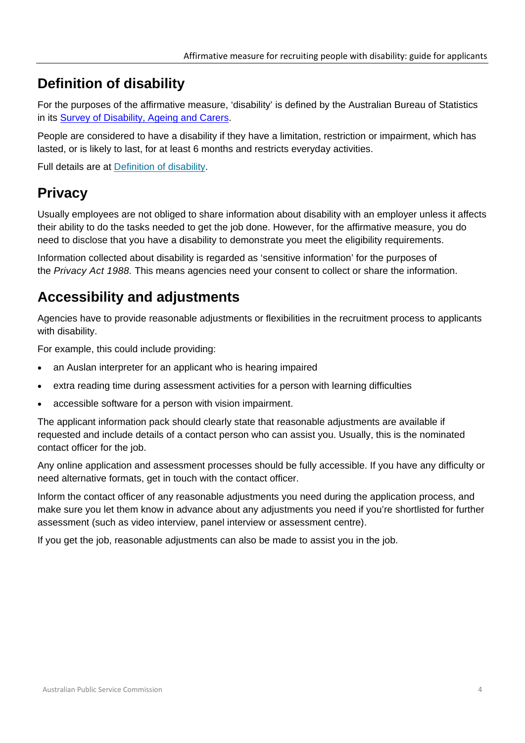## Definition of disability

For the purposes of the affirmative measure, 'disability' is defined by the Australian Bureau of Statistics in its [Survey of Disability, Ageing and Carers](#).

People are considered to have a disability if they have a limitation, restriction or impairment, which has lasted, or is likely to last, for at least 6 months and restricts everyday activities.

Full details are at [Definition of disability](#).

## Privacy

Usually employees are not obliged to share information about disability with an employer unless it affects their ability to do the tasks needed to get the job done. However, for the affirmative measure, you do need to disclose that you have a disability to demonstrate you meet the eligibility requirements.

Information collected about disability is regarded as 'sensitive information' for the purposes of the *Privacy Act 1988.* This means agencies need your consent to collect or share the information.

## Accessibility and adjustments

Agencies have to provide reasonable adjustments or flexibilities in the recruitment process to applicants with disability.

For example, this could include providing:

- an Auslan interpreter for an applicant who is hearing impaired
- extra reading time during assessment activities for a person with learning difficulties
- accessible software for a person with vision impairment.

The applicant information pack should clearly state that reasonable adjustments are available if requested and include details of a contact person who can assist you. Usually, this is the nominated contact officer for the job.

Any online application and assessment processes should be fully accessible. If you have any difficulty or need alternative formats, get in touch with the contact officer.

Inform the contact officer of any reasonable adjustments you need during the application process, and make sure you let them know in advance about any adjustments you need if you're shortlisted for further assessment (such as video interview, panel interview or assessment centre).

If you get the job, reasonable adjustments can also be made to assist you in the job.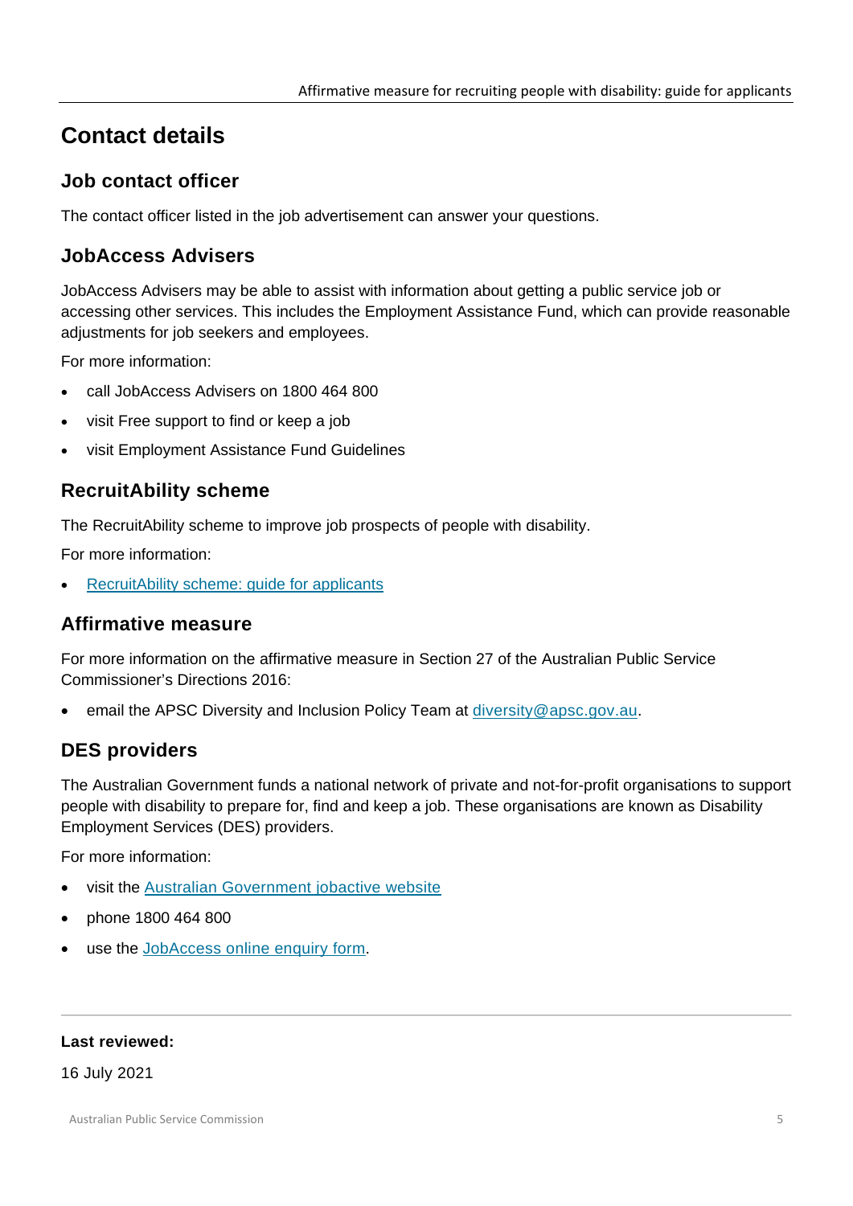# Contact details

## Job contact officer

The contact officer listed in the job advertisement can answer your questions.

## JobAccess Advisers

JobAccess Advisers may be able to assist with information about getting a public service job or accessing other services. This includes the Employment Assistance Fund, which can provide reasonable adjustments for job seekers and employees.

For more information:

- call JobAccess Advisers on 1800 464 800
- visit Free support to find or keep a job
- visit Employment Assistance Fund Guidelines

## RecruitAbility scheme

The RecruitAbility scheme to improve job prospects of people with disability.

For more information:

- RecruitAbility scheme: guide for applicants

## Affirmative measure

For more information on the affirmative measure in Section 27 of the Australian Public Service Commissioner's Directions 2016:

- email the APSC Diversity and Inclusion Policy Team at diversity@apsc.gov.au.

## DES providers

The Australian Government funds a national network of private and not-for-profit organisations to support people with disability to prepare for, find and keep a job. These organisations are known as Disability Employment Services (DES) providers.

For more information:

- visit the Australian Government jobactive website
- phone 1800 464 800
- use the JobAccess online enquiry form.

---

**Last reviewed:**

16 July 2021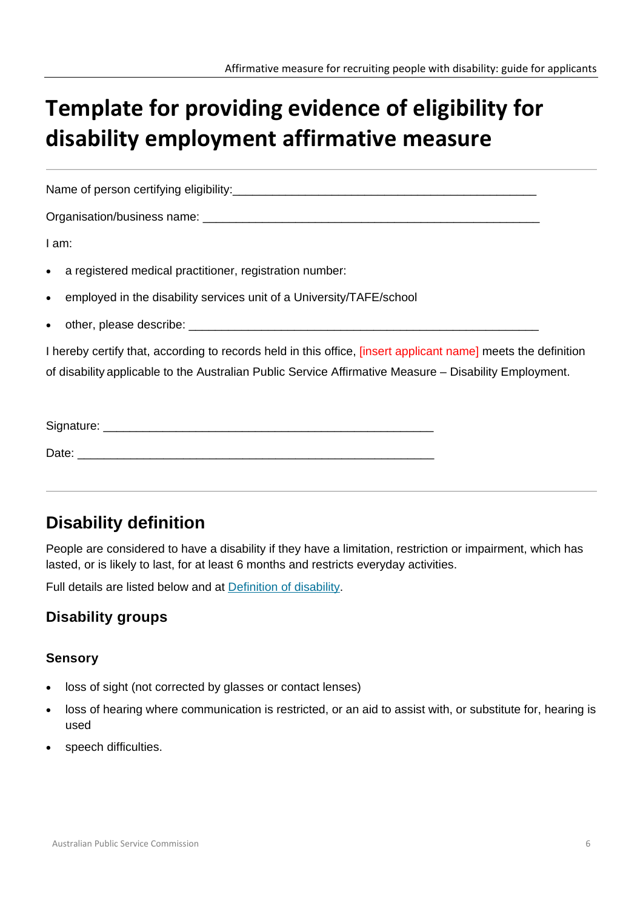# Template for providing evidence of eligibility for disability employment affirmative measure

---

Name of person certifying eligibility:_______________________________________________

Organisation/business name: _____________________________________________________

I am:

- a registered medical practitioner, registration number:
- employed in the disability services unit of a University/TAFE/school
- other, please describe: _____________________________________________________

I hereby certify that, according to records held in this office, [insert applicant name] meets the definition of disability applicable to the Australian Public Service Affirmative Measure – Disability Employment.

Signature: __________________________________________________

Date: ______________________________________________________

---

## Disability definition

People are considered to have a disability if they have a limitation, restriction or impairment, which has lasted, or is likely to last, for at least 6 months and restricts everyday activities.

Full details are listed below and at Definition of disability.

### Disability groups

#### Sensory

- loss of sight (not corrected by glasses or contact lenses)
- loss of hearing where communication is restricted, or an aid to assist with, or substitute for, hearing is used
- speech difficulties.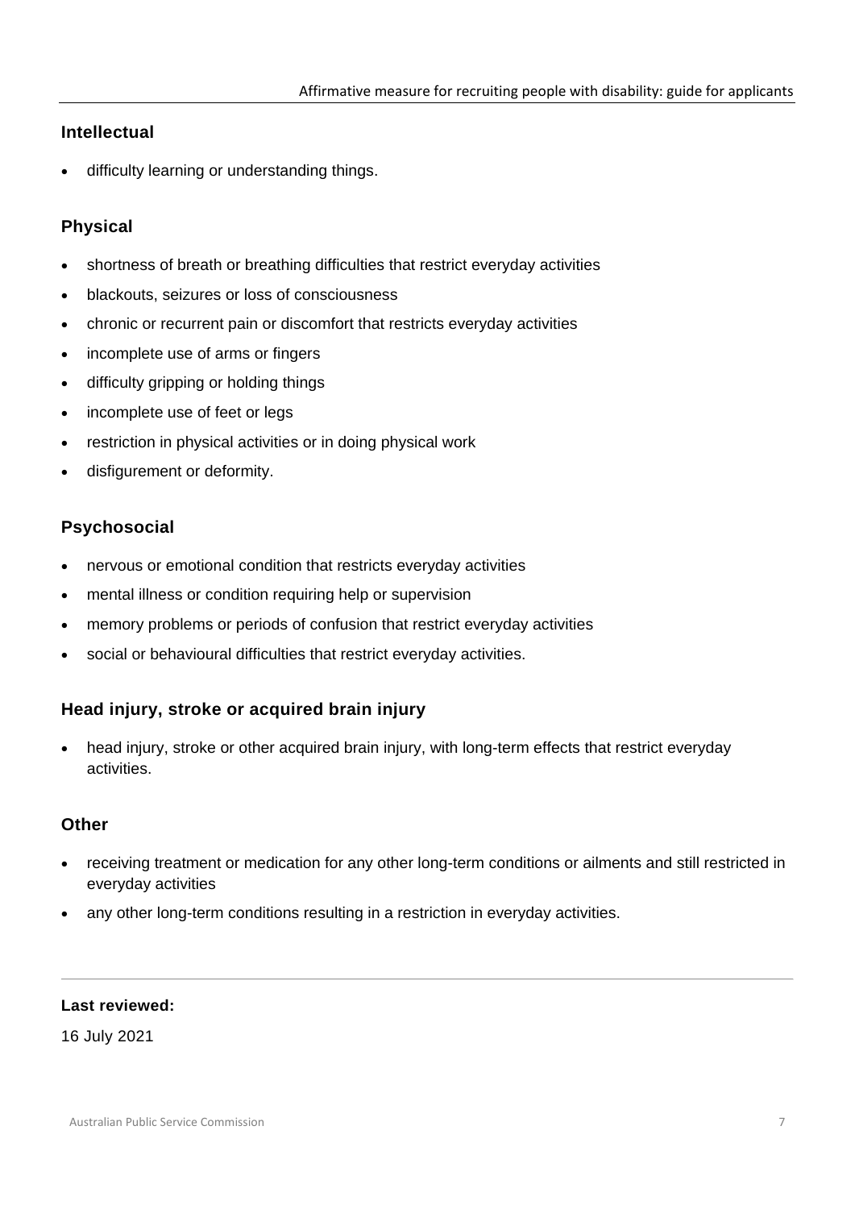### Intellectual

- difficulty learning or understanding things.

### Physical

- shortness of breath or breathing difficulties that restrict everyday activities
- blackouts, seizures or loss of consciousness
- chronic or recurrent pain or discomfort that restricts everyday activities
- incomplete use of arms or fingers
- difficulty gripping or holding things
- incomplete use of feet or legs
- restriction in physical activities or in doing physical work
- disfigurement or deformity.

### Psychosocial

- nervous or emotional condition that restricts everyday activities
- mental illness or condition requiring help or supervision
- memory problems or periods of confusion that restrict everyday activities
- social or behavioural difficulties that restrict everyday activities.

### Head injury, stroke or acquired brain injury

- head injury, stroke or other acquired brain injury, with long-term effects that restrict everyday activities.

### Other

- receiving treatment or medication for any other long-term conditions or ailments and still restricted in everyday activities
- any other long-term conditions resulting in a restriction in everyday activities.

---

**Last reviewed:**

16 July 2021